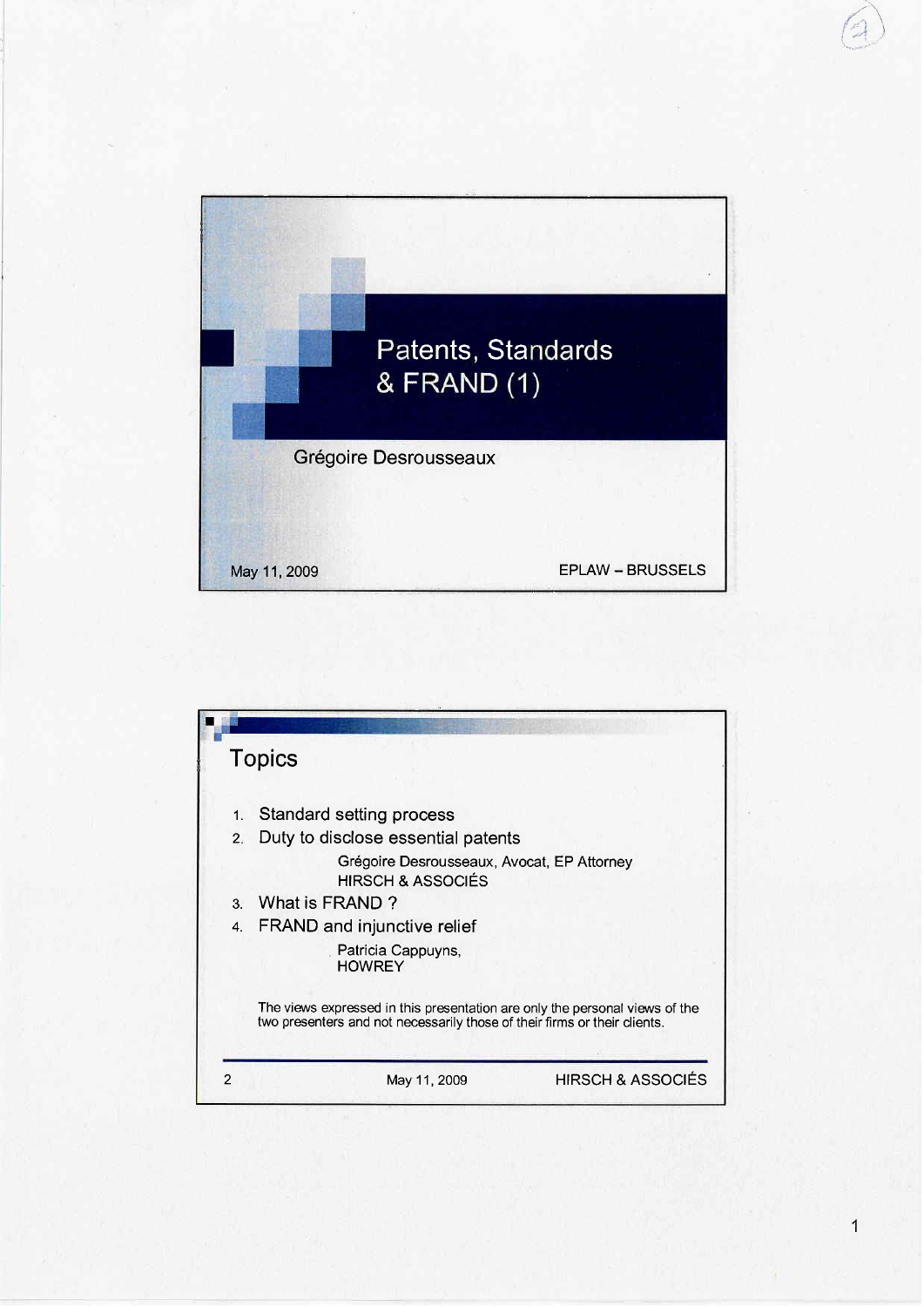# Patents, Standards & FRAND (1)

Grégoire Desrousseaux

May 11, 2009

EPLAW – BRUSSELS

## Topics

1. Standard setting process
2. Duty to disclose essential patents

   Grégoire Desrousseaux, Avocat, EP Attorney
   HIRSCH & ASSOCIÉS

3. What is FRAND ?
4. FRAND and injunctive relief

   Patricia Cappuyns,
   HOWREY

The views expressed in this presentation are only the personal views of the two presenters and not necessarily those of their firms or their clients.

May 11, 2009 — HIRSCH & ASSOCIÉS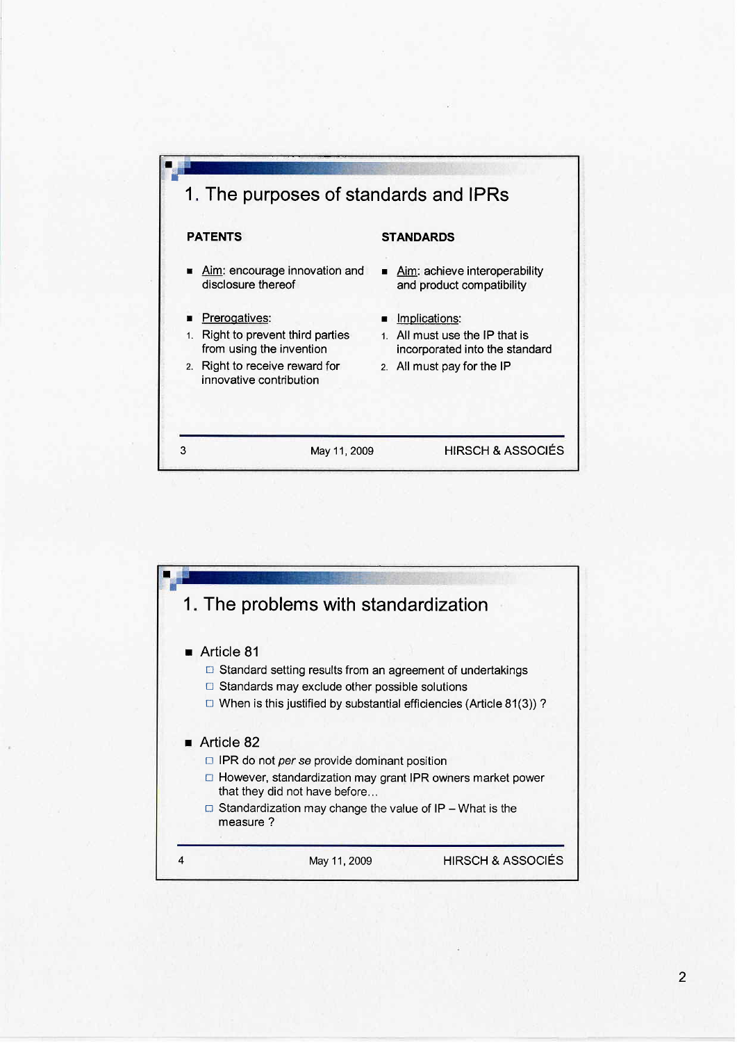## 1. The purposes of standards and IPRs

**PATENTS**

- Aim: encourage innovation and disclosure thereof
- Prerogatives:
  1. Right to prevent third parties from using the invention
  2. Right to receive reward for innovative contribution

**STANDARDS**

- Aim: achieve interoperability and product compatibility
- Implications:
  1. All must use the IP that is incorporated into the standard
  2. All must pay for the IP

## 1. The problems with standardization

- Article 81
  - Standard setting results from an agreement of undertakings
  - Standards may exclude other possible solutions
  - When is this justified by substantial efficiencies (Article 81(3)) ?
- Article 82
  - IPR do not *per se* provide dominant position
  - However, standardization may grant IPR owners market power that they did not have before…
  - Standardization may change the value of IP – What is the measure ?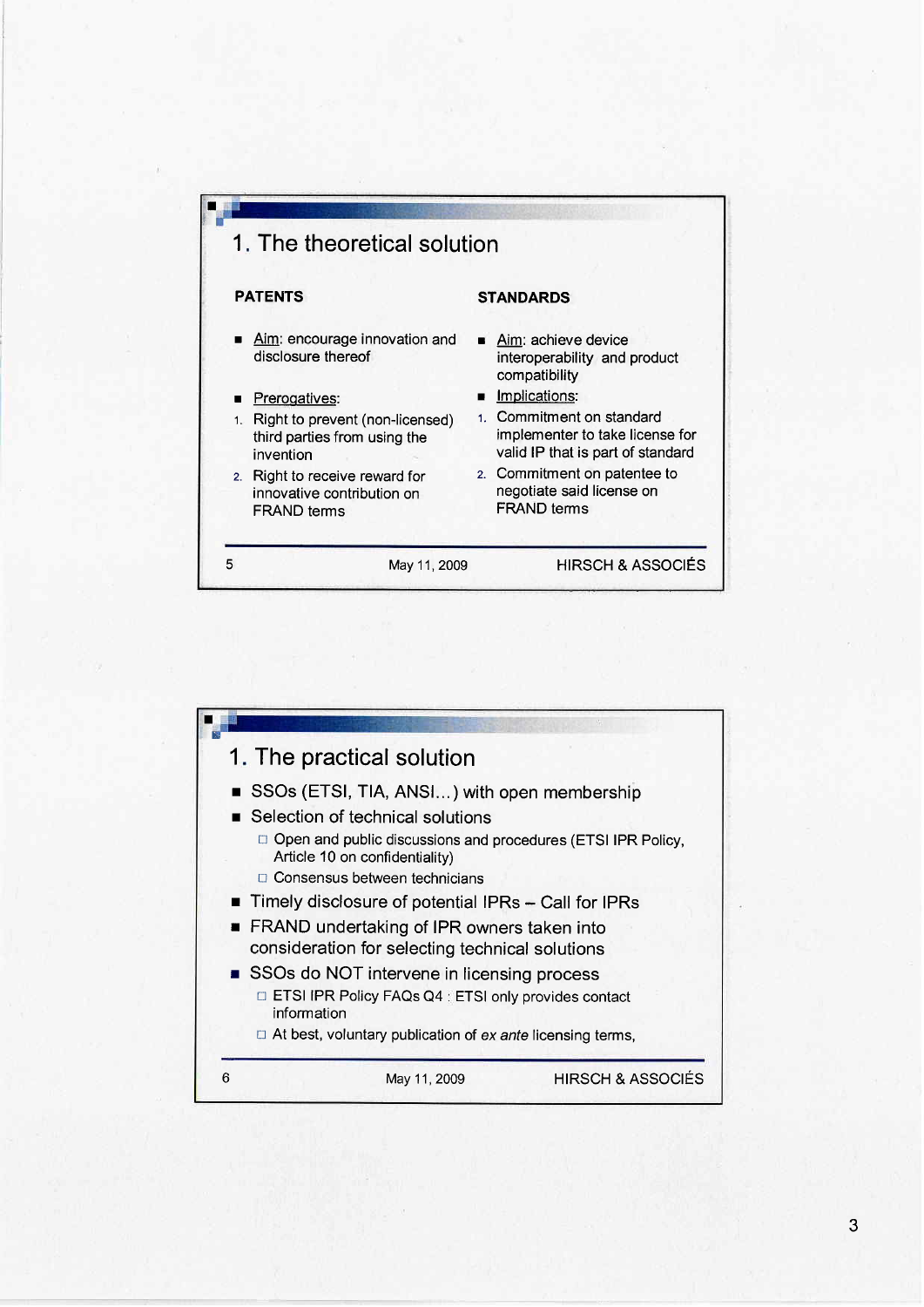## 1. The theoretical solution

**PATENTS**

- Aim: encourage innovation and disclosure thereof
- Prerogatives:
  1. Right to prevent (non-licensed) third parties from using the invention
  2. Right to receive reward for innovative contribution on FRAND terms

**STANDARDS**

- Aim: achieve device interoperability and product compatibility
- Implications:
  1. Commitment on standard implementer to take license for valid IP that is part of standard
  2. Commitment on patentee to negotiate said license on FRAND terms

## 1. The practical solution

- SSOs (ETSI, TIA, ANSI…) with open membership
- Selection of technical solutions
  - Open and public discussions and procedures (ETSI IPR Policy, Article 10 on confidentiality)
  - Consensus between technicians
- Timely disclosure of potential IPRs – Call for IPRs
- FRAND undertaking of IPR owners taken into consideration for selecting technical solutions
- SSOs do NOT intervene in licensing process
  - ETSI IPR Policy FAQs Q4 : ETSI only provides contact information
  - At best, voluntary publication of *ex ante* licensing terms,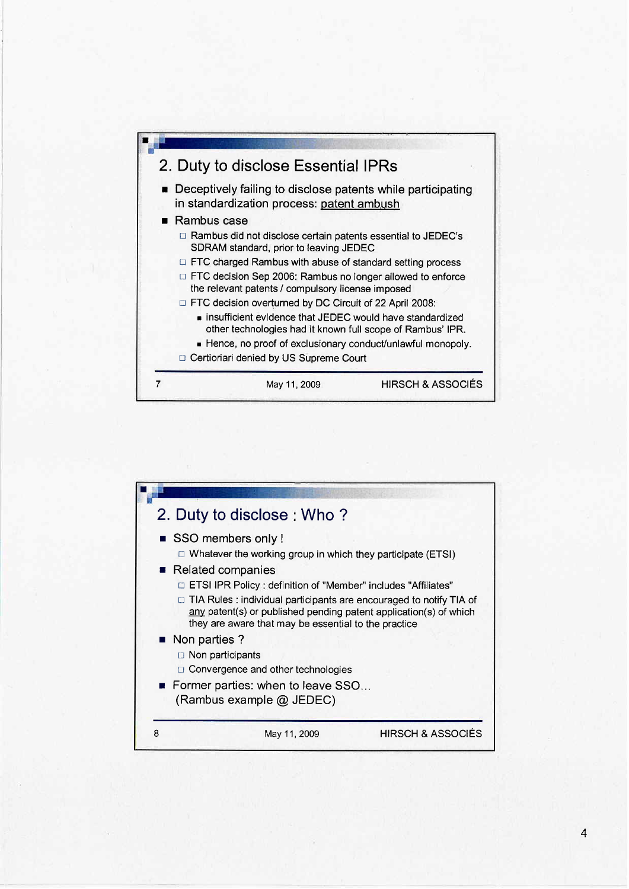## 2. Duty to disclose Essential IPRs

- Deceptively failing to disclose patents while participating in standardization process: patent ambush
- Rambus case
  - Rambus did not disclose certain patents essential to JEDEC's SDRAM standard, prior to leaving JEDEC
  - FTC charged Rambus with abuse of standard setting process
  - FTC decision Sep 2006: Rambus no longer allowed to enforce the relevant patents / compulsory license imposed
  - FTC decision overturned by DC Circuit of 22 April 2008:
    - insufficient evidence that JEDEC would have standardized other technologies had it known full scope of Rambus' IPR.
    - Hence, no proof of exclusionary conduct/unlawful monopoly.
  - Certioriari denied by US Supreme Court

## 2. Duty to disclose : Who ?

- SSO members only !
  - Whatever the working group in which they participate (ETSI)
- Related companies
  - ETSI IPR Policy : definition of "Member" includes "Affiliates"
  - TIA Rules : individual participants are encouraged to notify TIA of any patent(s) or published pending patent application(s) of which they are aware that may be essential to the practice
- Non parties ?
  - Non participants
  - Convergence and other technologies
- Former parties: when to leave SSO... (Rambus example @ JEDEC)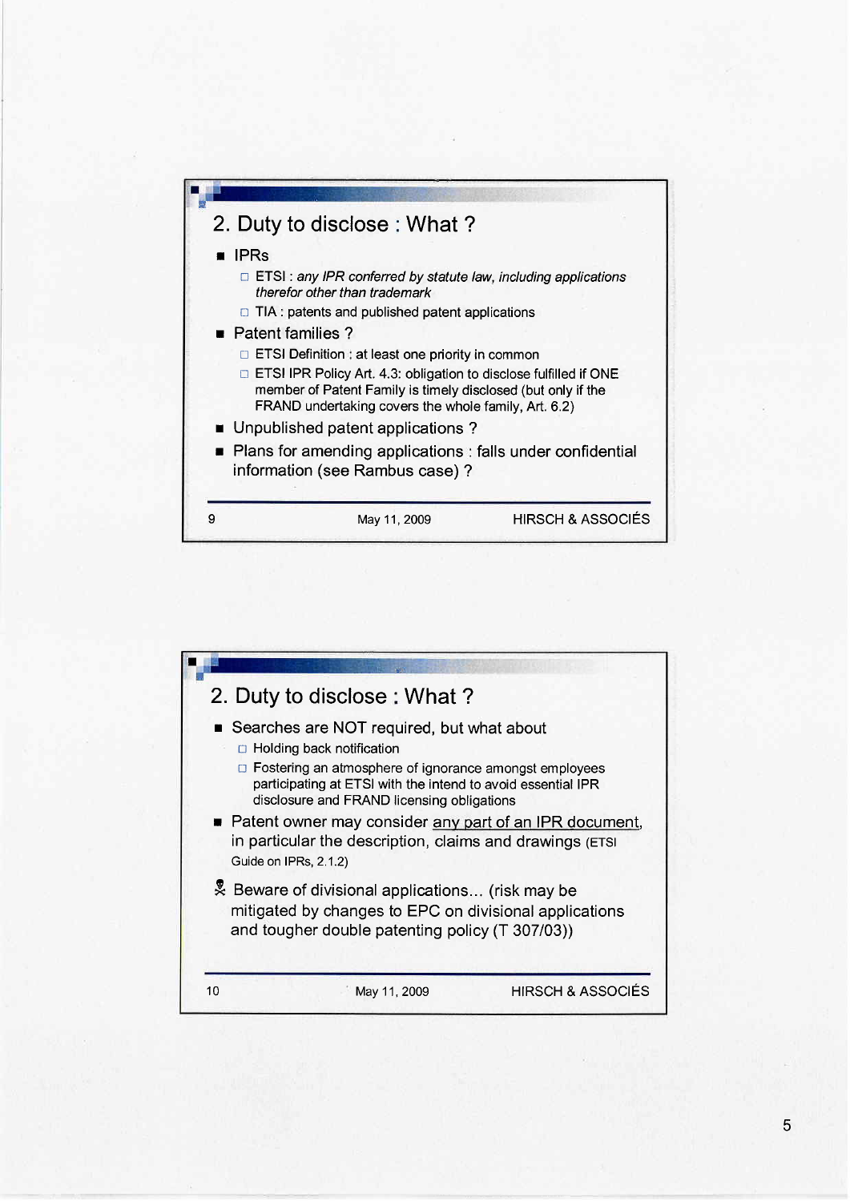## 2. Duty to disclose : What ?

- IPRs
  - ETSI : *any IPR conferred by statute law, including applications therefor other than trademark*
  - TIA : patents and published patent applications
- Patent families ?
  - ETSI Definition : at least one priority in common
  - ETSI IPR Policy Art. 4.3: obligation to disclose fulfilled if ONE member of Patent Family is timely disclosed (but only if the FRAND undertaking covers the whole family, Art. 6.2)
- Unpublished patent applications ?
- Plans for amending applications : falls under confidential information (see Rambus case) ?

## 2. Duty to disclose : What ?

- Searches are NOT required, but what about
  - Holding back notification
  - Fostering an atmosphere of ignorance amongst employees participating at ETSI with the intend to avoid essential IPR disclosure and FRAND licensing obligations
- Patent owner may consider <u>any part of an IPR document</u>, in particular the description, claims and drawings (ETSI Guide on IPRs, 2.1.2)

☠ Beware of divisional applications... (risk may be mitigated by changes to EPC on divisional applications and tougher double patenting policy (T 307/03))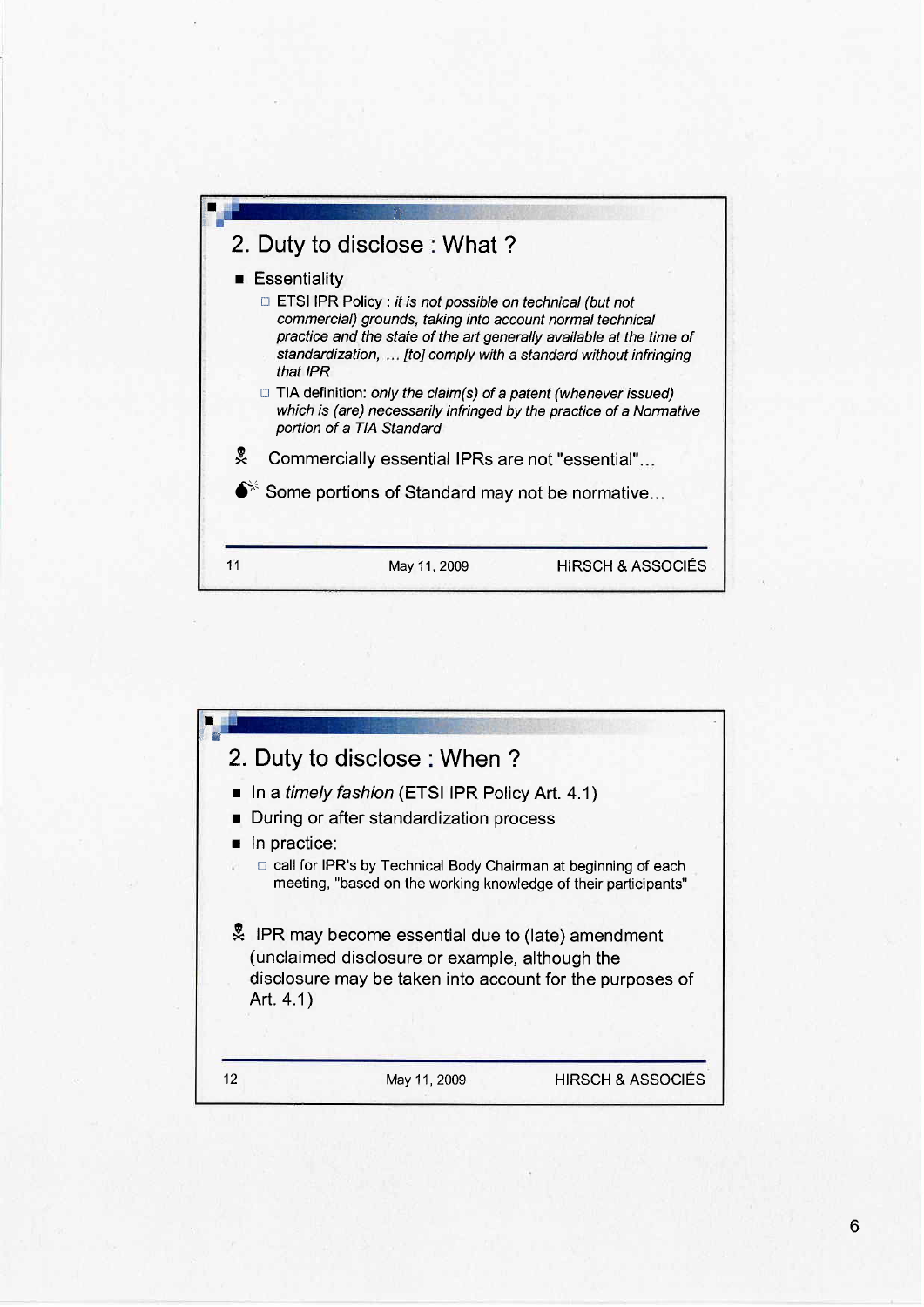## 2. Duty to disclose : What ?

- Essentiality
  - ETSI IPR Policy : *it is not possible on technical (but not commercial) grounds, taking into account normal technical practice and the state of the art generally available at the time of standardization, … [to] comply with a standard without infringing that IPR*
  - TIA definition: *only the claim(s) of a patent (whenever issued) which is (are) necessarily infringed by the practice of a Normative portion of a TIA Standard*

☠ Commercially essential IPRs are not "essential"…

💣 Some portions of Standard may not be normative…

## 2. Duty to disclose : When ?

- In a *timely fashion* (ETSI IPR Policy Art. 4.1)
- During or after standardization process
- In practice:
  - call for IPR's by Technical Body Chairman at beginning of each meeting, "based on the working knowledge of their participants"

☠ IPR may become essential due to (late) amendment (unclaimed disclosure or example, although the disclosure may be taken into account for the purposes of Art. 4.1)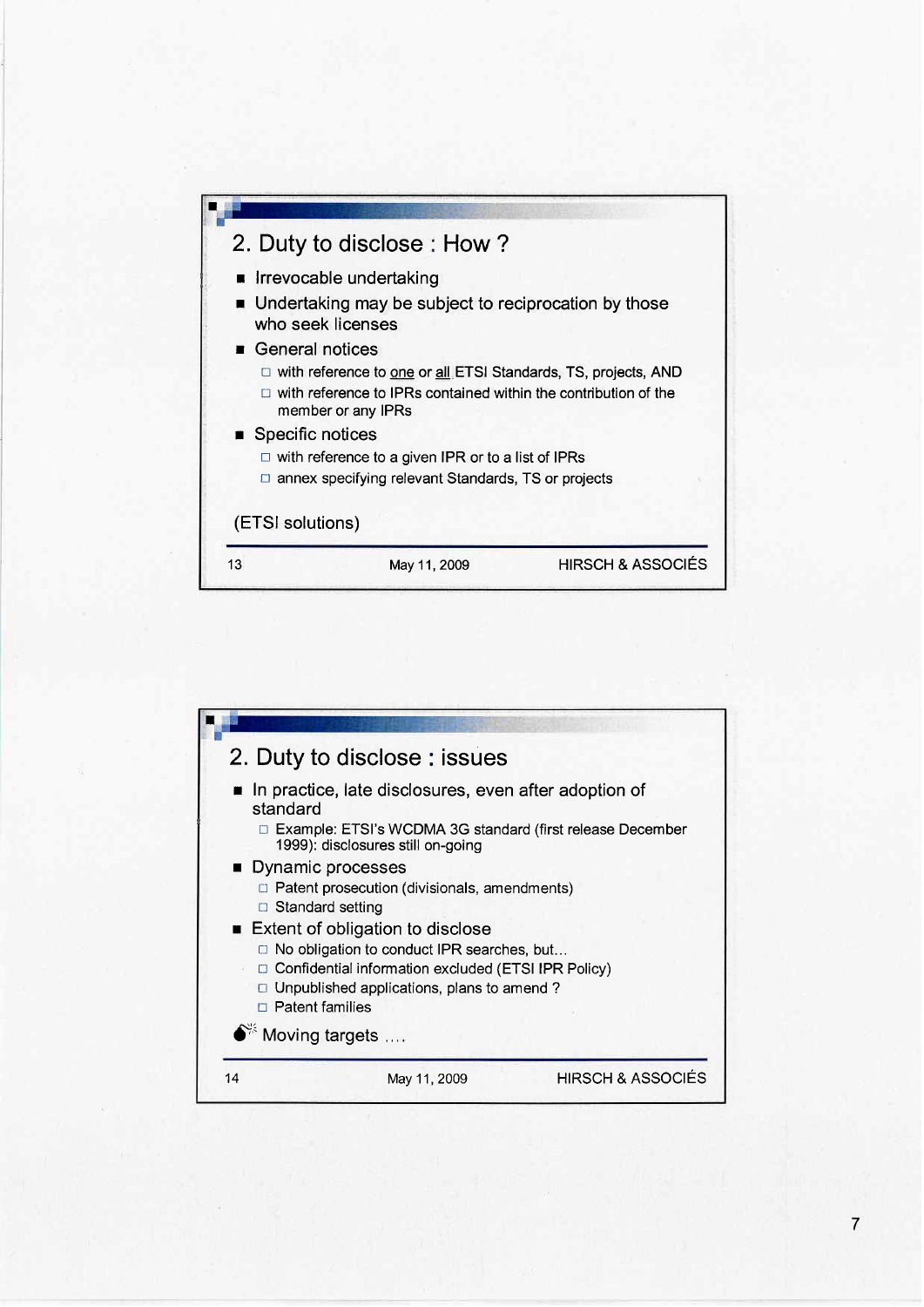## 2. Duty to disclose : How ?

- Irrevocable undertaking
- Undertaking may be subject to reciprocation by those who seek licenses
- General notices
  - with reference to <u>one</u> or <u>all</u> ETSI Standards, TS, projects, AND
  - with reference to IPRs contained within the contribution of the member or any IPRs
- Specific notices
  - with reference to a given IPR or to a list of IPRs
  - annex specifying relevant Standards, TS or projects

(ETSI solutions)

13 May 11, 2009 HIRSCH & ASSOCIÉS

## 2. Duty to disclose : issues

- In practice, late disclosures, even after adoption of standard
  - Example: ETSI's WCDMA 3G standard (first release December 1999): disclosures still on-going
- Dynamic processes
  - Patent prosecution (divisionals, amendments)
  - Standard setting
- Extent of obligation to disclose
  - No obligation to conduct IPR searches, but...
  - Confidential information excluded (ETSI IPR Policy)
  - Unpublished applications, plans to amend ?
  - Patent families

Moving targets ....

14 May 11, 2009 HIRSCH & ASSOCIÉS